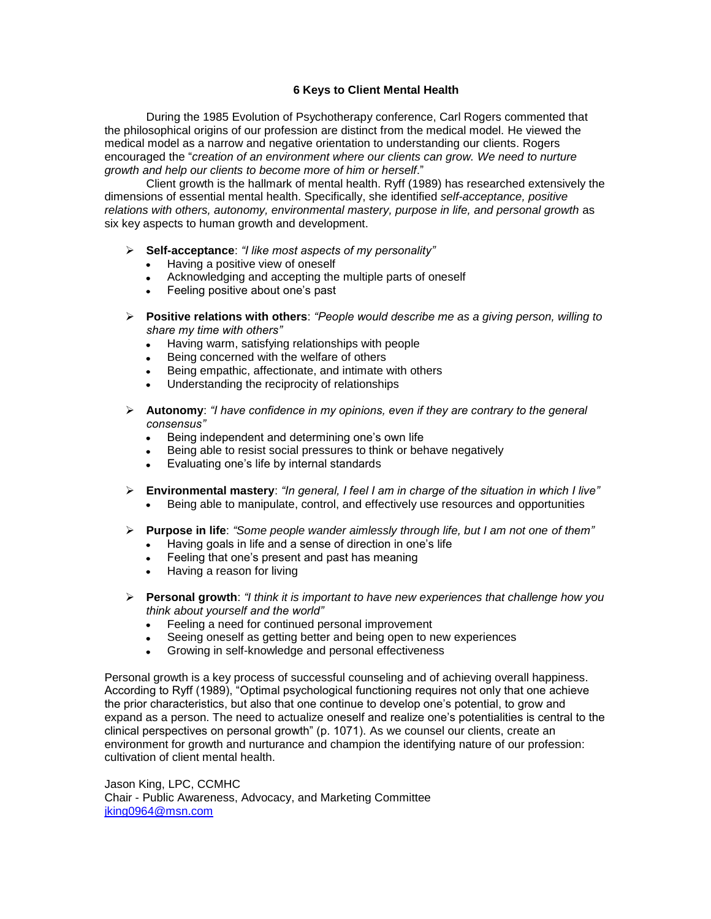# 6 Keys to Client Mental Health

During the 1985 Evolution of Psychotherapy conference, Carl Rogers commented that the philosophical origins of our profession are distinct from the medical model. He viewed the medical model as a narrow and negative orientation to understanding our clients. Rogers encouraged the "*creation of an environment where our clients can grow. We need to nurture growth and help our clients to become more of him or herself*."

Client growth is the hallmark of mental health. Ryff (1989) has researched extensively the dimensions of essential mental health. Specifically, she identified *self-acceptance, positive relations with others, autonomy, environmental mastery, purpose in life, and personal growth* as six key aspects to human growth and development.

- **Self-acceptance**: *"I like most aspects of my personality"*
  - Having a positive view of oneself
  - Acknowledging and accepting the multiple parts of oneself
  - Feeling positive about one's past
- **Positive relations with others**: *"People would describe me as a giving person, willing to share my time with others"*
  - Having warm, satisfying relationships with people
  - Being concerned with the welfare of others
  - Being empathic, affectionate, and intimate with others
  - Understanding the reciprocity of relationships
- **Autonomy**: *"I have confidence in my opinions, even if they are contrary to the general consensus"*
  - Being independent and determining one's own life
  - Being able to resist social pressures to think or behave negatively
  - Evaluating one's life by internal standards
- **Environmental mastery**: *"In general, I feel I am in charge of the situation in which I live"*
  - Being able to manipulate, control, and effectively use resources and opportunities
- **Purpose in life**: *"Some people wander aimlessly through life, but I am not one of them"*
  - Having goals in life and a sense of direction in one's life
  - Feeling that one's present and past has meaning
  - Having a reason for living
- **Personal growth**: *"I think it is important to have new experiences that challenge how you think about yourself and the world"*
  - Feeling a need for continued personal improvement
  - Seeing oneself as getting better and being open to new experiences
  - Growing in self-knowledge and personal effectiveness

Personal growth is a key process of successful counseling and of achieving overall happiness. According to Ryff (1989), "Optimal psychological functioning requires not only that one achieve the prior characteristics, but also that one continue to develop one's potential, to grow and expand as a person. The need to actualize oneself and realize one's potentialities is central to the clinical perspectives on personal growth" (p. 1071). As we counsel our clients, create an environment for growth and nurturance and champion the identifying nature of our profession: cultivation of client mental health.

Jason King, LPC, CCMHC
Chair - Public Awareness, Advocacy, and Marketing Committee
jking0964@msn.com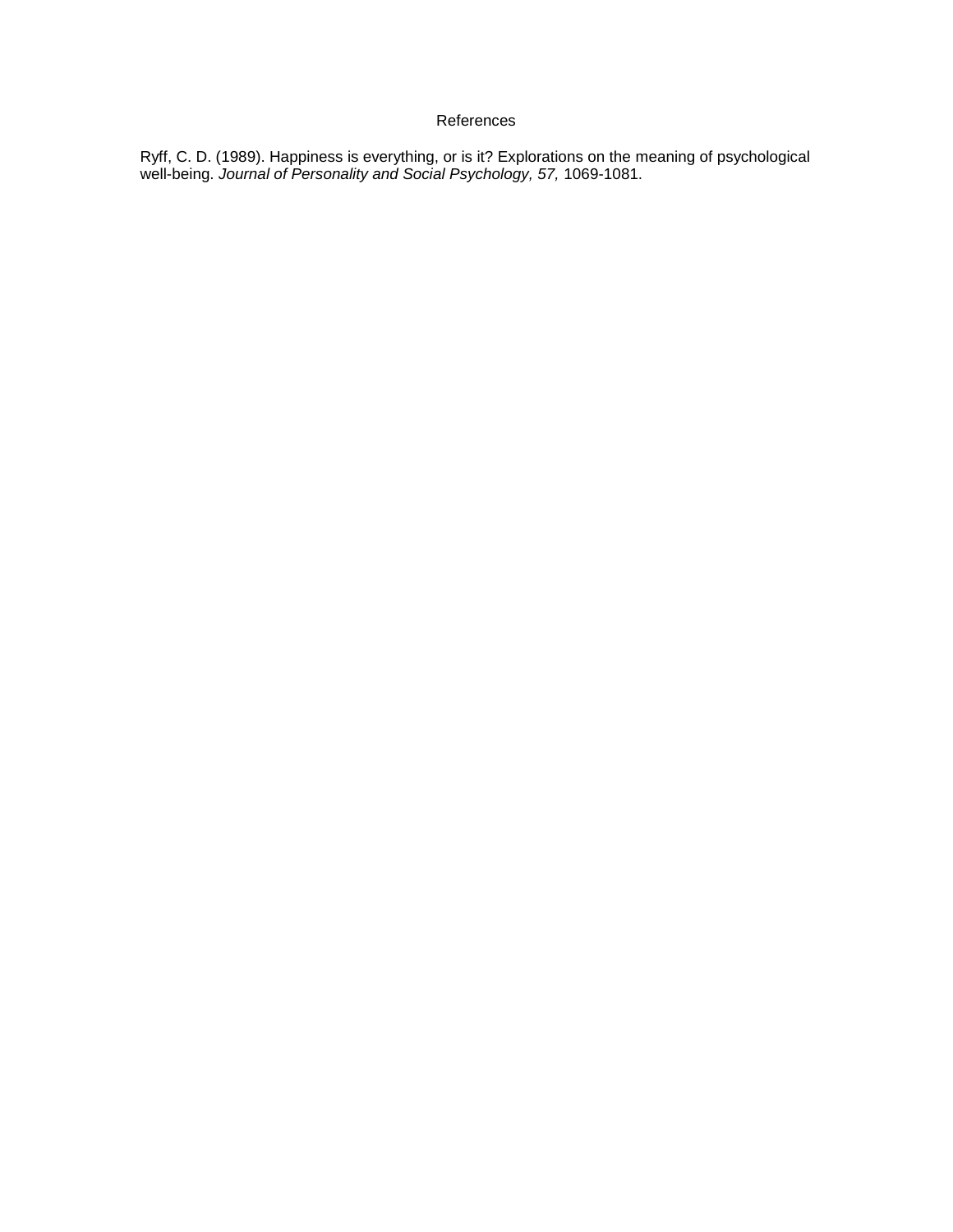# References

Ryff, C. D. (1989). Happiness is everything, or is it? Explorations on the meaning of psychological well-being. *Journal of Personality and Social Psychology, 57,* 1069-1081.